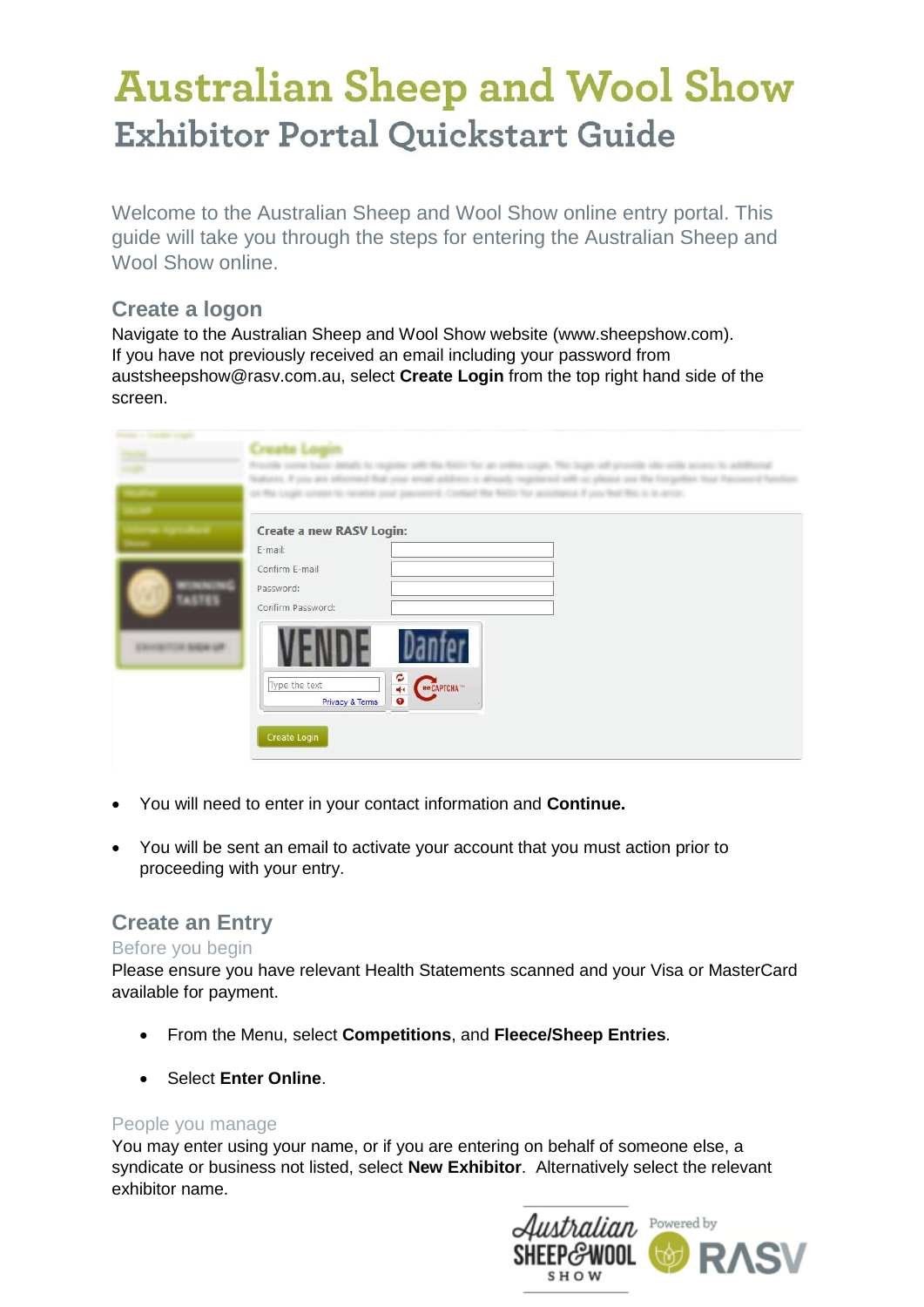# Australian Sheep and Wool Show

## Exhibitor Portal Quickstart Guide

Welcome to the Australian Sheep and Wool Show online entry portal. This guide will take you through the steps for entering the Australian Sheep and Wool Show online.

### Create a logon

Navigate to the Australian Sheep and Wool Show website (www.sheepshow.com). If you have not previously received an email including your password from austsheepshow@rasv.com.au, select **Create Login** from the top right hand side of the screen.

- You will need to enter in your contact information and **Continue.**
- You will be sent an email to activate your account that you must action prior to proceeding with your entry.

### Create an Entry

#### Before you begin

Please ensure you have relevant Health Statements scanned and your Visa or MasterCard available for payment.

- From the Menu, select **Competitions**, and **Fleece/Sheep Entries**.
- Select **Enter Online**.

#### People you manage

You may enter using your name, or if you are entering on behalf of someone else, a syndicate or business not listed, select **New Exhibitor**. Alternatively select the relevant exhibitor name.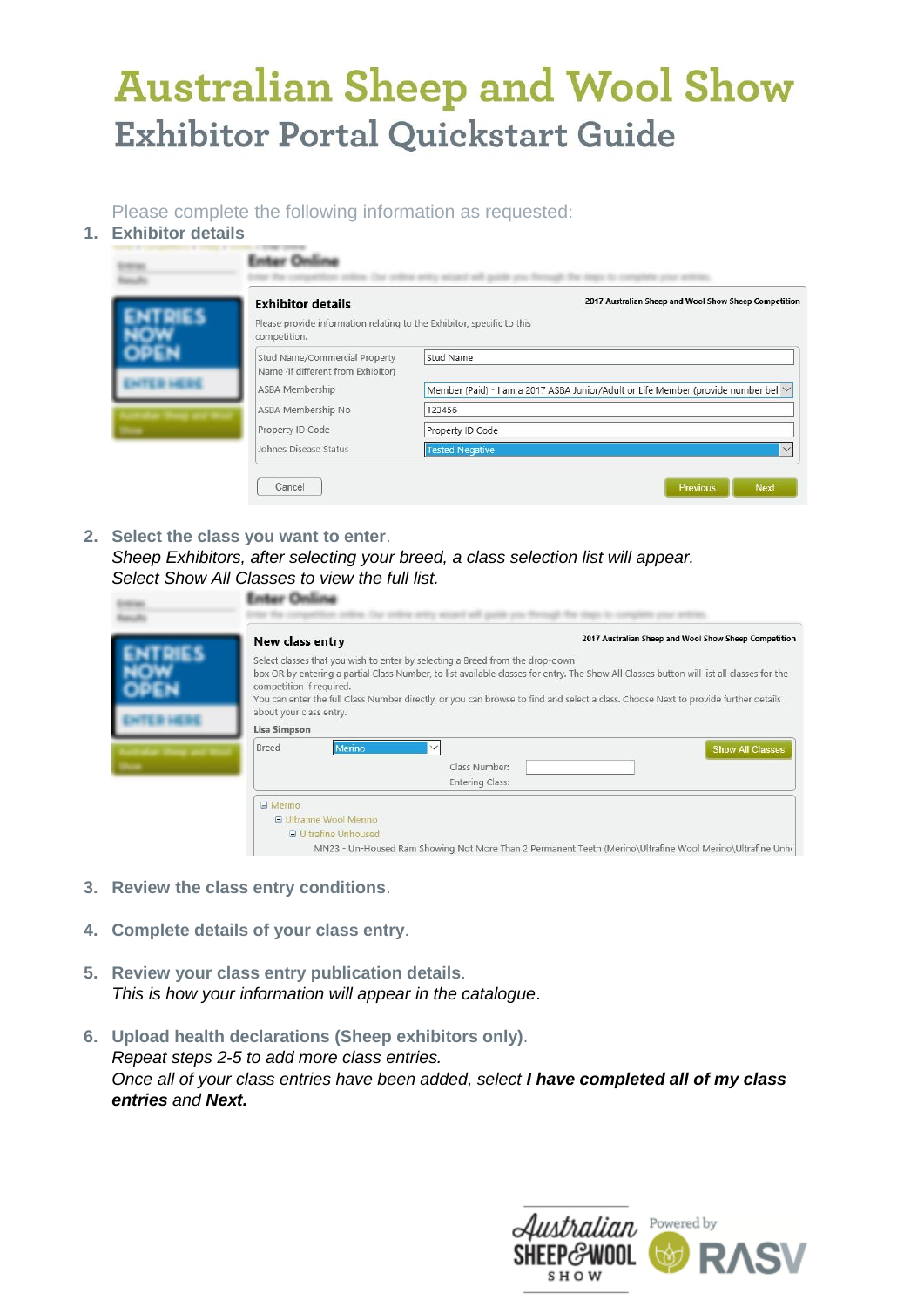# Australian Sheep and Wool Show

## Exhibitor Portal Quickstart Guide

Please complete the following information as requested:

1. **Exhibitor details**

   **Exhibitor details** — 2017 Australian Sheep and Wool Show Sheep Competition

   Please provide information relating to the Exhibitor, specific to this competition.

   | | |
   |---|---|
   | Stud Name/Commercial Property Name (if different from Exhibitor) | Stud Name |
   | ASBA Membership | Member (Paid) - I am a 2017 ASBA Junior/Adult or Life Member (provide number bel |
   | ASBA Membership No | 123456 |
   | Property ID Code | Property ID Code |
   | Johnes Disease Status | Tested Negative |

   Cancel | Previous | Next

2. **Select the class you want to enter**.
   *Sheep Exhibitors, after selecting your breed, a class selection list will appear. Select Show All Classes to view the full list.*

   **New class entry** — 2017 Australian Sheep and Wool Show Sheep Competition

   Select classes that you wish to enter by selecting a Breed from the drop-down box OR by entering a partial Class Number, to list available classes for entry. The Show All Classes button will list all classes for the competition if required.
   You can enter the full Class Number directly, or you can browse to find and select a class. Choose Next to provide further details about your class entry.

   **Lisa Simpson**

   Breed: Merino — Show All Classes
   Class Number:
   Entering Class:

   - Merino
     - Ultrafine Wool Merino
       - Ultrafine Unhoused
         - MN23 - Un-Housed Ram Showing Not More Than 2 Permanent Teeth (Merino\Ultrafine Wool Merino\Ultrafine Unho

3. **Review the class entry conditions**.

4. **Complete details of your class entry**.

5. **Review your class entry publication details**.
   *This is how your information will appear in the catalogue*.

6. **Upload health declarations (Sheep exhibitors only)**.
   *Repeat steps 2-5 to add more class entries.*
   *Once all of your class entries have been added, select* ***I have completed all of my class entries*** *and* ***Next.***

Australian SHEEP & WOOL SHOW — Powered by RASV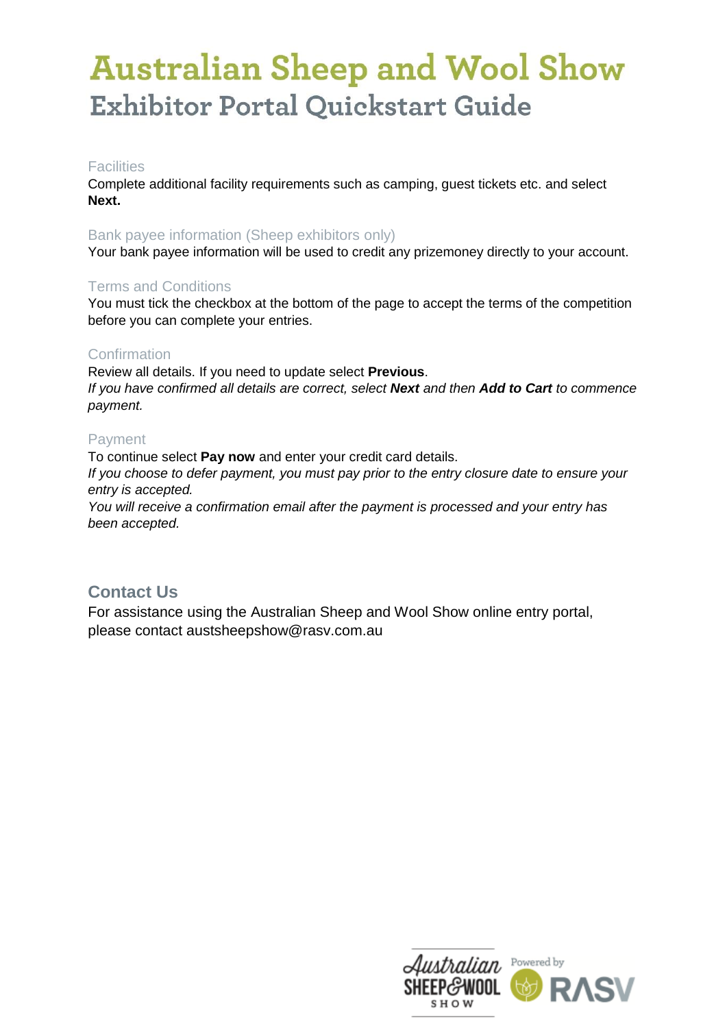# Australian Sheep and Wool Show

## Exhibitor Portal Quickstart Guide

### Facilities

Complete additional facility requirements such as camping, guest tickets etc. and select **Next.**

### Bank payee information (Sheep exhibitors only)

Your bank payee information will be used to credit any prizemoney directly to your account.

### Terms and Conditions

You must tick the checkbox at the bottom of the page to accept the terms of the competition before you can complete your entries.

### Confirmation

Review all details. If you need to update select **Previous**.
*If you have confirmed all details are correct, select **Next** and then **Add to Cart** to commence payment.*

### Payment

To continue select **Pay now** and enter your credit card details.
*If you choose to defer payment, you must pay prior to the entry closure date to ensure your entry is accepted.*
*You will receive a confirmation email after the payment is processed and your entry has been accepted.*

## Contact Us

For assistance using the Australian Sheep and Wool Show online entry portal, please contact austsheepshow@rasv.com.au